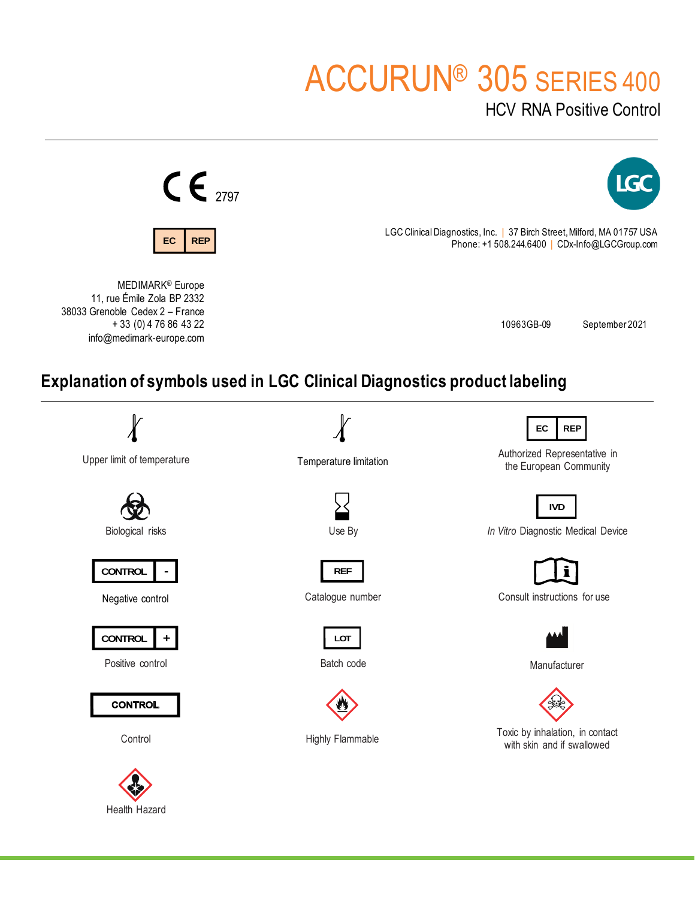# ACCURUN® 305 SERIES 400

HCV RNA Positive Control

CE 2797

EC REP

MEDIMARK® Europe
11, rue Émile Zola BP 2332
38033 Grenoble Cedex 2 – France
+ 33 (0) 4 76 86 43 22
info@medimark-europe.com

LGC Clinical Diagnostics, Inc. | 37 Birch Street, Milford, MA 01757 USA
Phone: +1 508.244.6400 | CDx-Info@LGCGroup.com

10963GB-09 September 2021

## Explanation of symbols used in LGC Clinical Diagnostics product labeling

| | | |
|---|---|---|
| Upper limit of temperature | Temperature limitation | EC REP<br>Authorized Representative in the European Community |
| Biological risks | Use By | IVD<br>*In Vitro* Diagnostic Medical Device |
| CONTROL -<br>Negative control | REF<br>Catalogue number | Consult instructions for use |
| CONTROL +<br>Positive control | LOT<br>Batch code | Manufacturer |
| CONTROL<br>Control | Highly Flammable | Toxic by inhalation, in contact with skin and if swallowed |
| Health Hazard | | |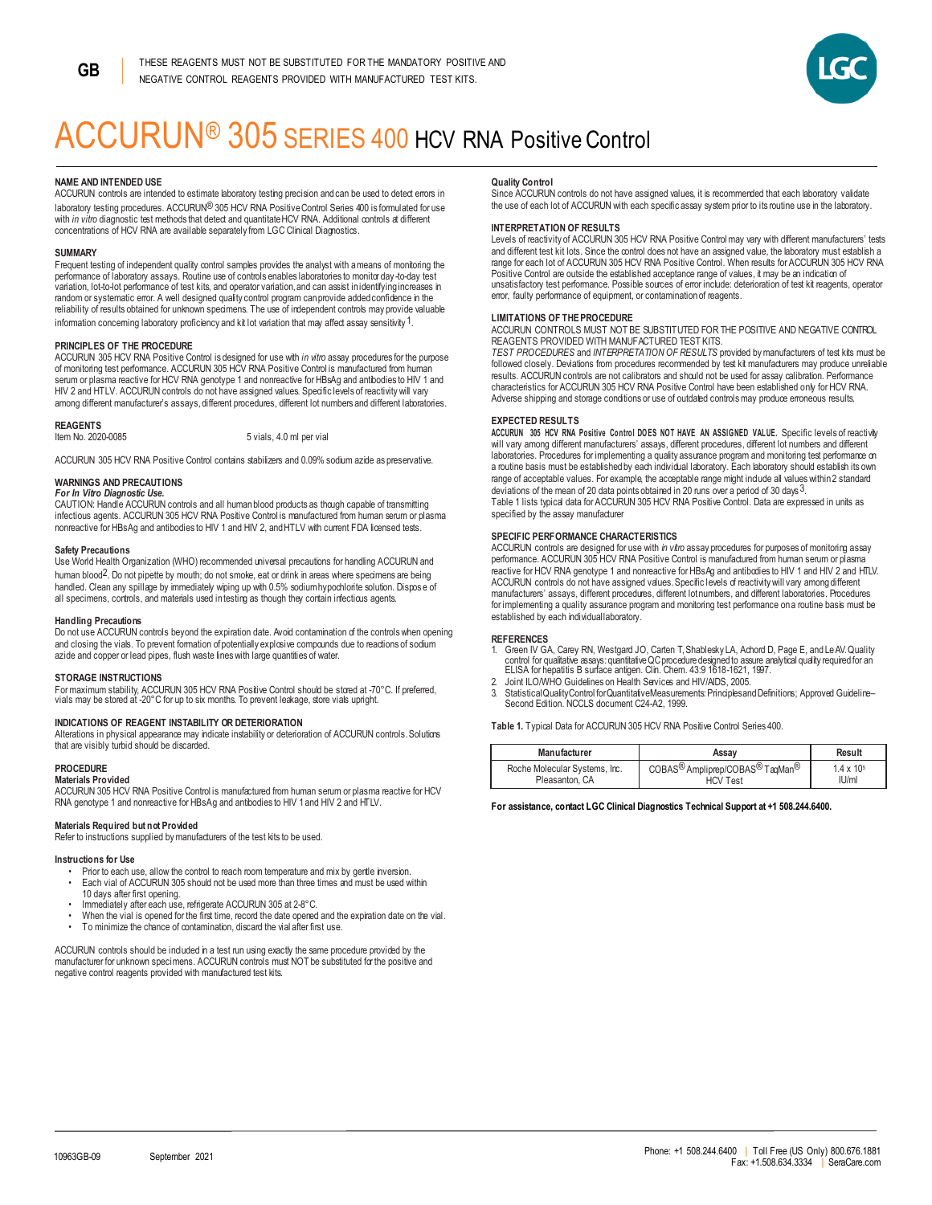GB | THESE REAGENTS MUST NOT BE SUBSTITUTED FOR THE MANDATORY POSITIVE AND NEGATIVE CONTROL REAGENTS PROVIDED WITH MANUFACTURED TEST KITS.

# ACCURUN® 305 SERIES 400 HCV RNA Positive Control

## NAME AND INTENDED USE

ACCURUN controls are intended to estimate laboratory testing precision and can be used to detect errors in laboratory testing procedures. ACCURUN® 305 HCV RNA Positive Control Series 400 is formulated for use with *in vitro* diagnostic test methods that detect and quantitate HCV RNA. Additional controls at different concentrations of HCV RNA are available separately from LGC Clinical Diagnostics.

## SUMMARY

Frequent testing of independent quality control samples provides the analyst with a means of monitoring the performance of laboratory assays. Routine use of controls enables laboratories to monitor day-to-day test variation, lot-to-lot performance of test kits, and operator variation, and can assist in identifying increases in random or systematic error. A well designed quality control program can provide added confidence in the reliability of results obtained for unknown specimens. The use of independent controls may provide valuable information concerning laboratory proficiency and kit lot variation that may affect assay sensitivity[1].

## PRINCIPLES OF THE PROCEDURE

ACCURUN 305 HCV RNA Positive Control is designed for use with *in vitro* assay procedures for the purpose of monitoring test performance. ACCURUN 305 HCV RNA Positive Control is manufactured from human serum or plasma reactive for HCV RNA genotype 1 and nonreactive for HBsAg and antibodies to HIV 1 and HIV 2 and HTLV. ACCURUN controls do not have assigned values. Specific levels of reactivity will vary among different manufacturer's assays, different procedures, different lot numbers and different laboratories.

## REAGENTS

Item No. 2020-0085 — 5 vials, 4.0 ml per vial

ACCURUN 305 HCV RNA Positive Control contains stabilizers and 0.09% sodium azide as preservative.

## WARNINGS AND PRECAUTIONS

***For In Vitro Diagnostic Use.***

CAUTION: Handle ACCURUN controls and all human blood products as though capable of transmitting infectious agents. ACCURUN 305 HCV RNA Positive Control is manufactured from human serum or plasma nonreactive for HBsAg and antibodies to HIV 1 and HIV 2, and HTLV with current FDA licensed tests.

### Safety Precautions

Use World Health Organization (WHO) recommended universal precautions for handling ACCURUN and human blood[2]. Do not pipette by mouth; do not smoke, eat or drink in areas where specimens are being handled. Clean any spillage by immediately wiping up with 0.5% sodium hypochlorite solution. Dispose of all specimens, controls, and materials used in testing as though they contain infectious agents.

### Handling Precautions

Do not use ACCURUN controls beyond the expiration date. Avoid contamination of the controls when opening and closing the vials. To prevent formation of potentially explosive compounds due to reactions of sodium azide and copper or lead pipes, flush waste lines with large quantities of water.

## STORAGE INSTRUCTIONS

For maximum stability, ACCURUN 305 HCV RNA Positive Control should be stored at -70°C. If preferred, vials may be stored at -20°C for up to six months. To prevent leakage, store vials upright.

## INDICATIONS OF REAGENT INSTABILITY OR DETERIORATION

Alterations in physical appearance may indicate instability or deterioration of ACCURUN controls. Solutions that are visibly turbid should be discarded.

## PROCEDURE

### Materials Provided

ACCURUN 305 HCV RNA Positive Control is manufactured from human serum or plasma reactive for HCV RNA genotype 1 and nonreactive for HBsAg and antibodies to HIV 1 and HIV 2 and HTLV.

### Materials Required but not Provided

Refer to instructions supplied by manufacturers of the test kits to be used.

### Instructions for Use

- Prior to each use, allow the control to reach room temperature and mix by gentle inversion.
- Each vial of ACCURUN 305 should not be used more than three times and must be used within 10 days after first opening.
- Immediately after each use, refrigerate ACCURUN 305 at 2-8°C.
- When the vial is opened for the first time, record the date opened and the expiration date on the vial.
- To minimize the chance of contamination, discard the vial after first use.

ACCURUN controls should be included in a test run using exactly the same procedure provided by the manufacturer for unknown specimens. ACCURUN controls must NOT be substituted for the positive and negative control reagents provided with manufactured test kits.

### Quality Control

Since ACCURUN controls do not have assigned values, it is recommended that each laboratory validate the use of each lot of ACCURUN with each specific assay system prior to its routine use in the laboratory.

## INTERPRETATION OF RESULTS

Levels of reactivity of ACCURUN 305 HCV RNA Positive Control may vary with different manufacturers' tests and different test kit lots. Since the control does not have an assigned value, the laboratory must establish a range for each lot of ACCURUN 305 HCV RNA Positive Control. When results for ACCURUN 305 HCV RNA Positive Control are outside the established acceptance range of values, it may be an indication of unsatisfactory test performance. Possible sources of error include: deterioration of test kit reagents, operator error, faulty performance of equipment, or contamination of reagents.

## LIMITATIONS OF THE PROCEDURE

ACCURUN CONTROLS MUST NOT BE SUBSTITUTED FOR THE POSITIVE AND NEGATIVE CONTROL REAGENTS PROVIDED WITH MANUFACTURED TEST KITS.

*TEST PROCEDURES* and *INTERPRETATION OF RESULTS* provided by manufacturers of test kits must be followed closely. Deviations from procedures recommended by test kit manufacturers may produce unreliable results. ACCURUN controls are not calibrators and should not be used for assay calibration. Performance characteristics for ACCURUN 305 HCV RNA Positive Control have been established only for HCV RNA. Adverse shipping and storage conditions or use of outdated controls may produce erroneous results.

## EXPECTED RESULTS

**ACCURUN 305 HCV RNA Positive Control DOES NOT HAVE AN ASSIGNED VALUE.** Specific levels of reactivity will vary among different manufacturers' assays, different procedures, different lot numbers and different laboratories. Procedures for implementing a quality assurance program and monitoring test performance on a routine basis must be established by each individual laboratory. Each laboratory should establish its own range of acceptable values. For example, the acceptable range might include all values within 2 standard deviations of the mean of 20 data points obtained in 20 runs over a period of 30 days[3].

Table 1 lists typical data for ACCURUN 305 HCV RNA Positive Control. Data are expressed in units as specified by the assay manufacturer

## SPECIFIC PERFORMANCE CHARACTERISTICS

ACCURUN controls are designed for use with *in vitro* assay procedures for purposes of monitoring assay performance. ACCURUN 305 HCV RNA Positive Control is manufactured from human serum or plasma reactive for HCV RNA genotype 1 and nonreactive for HBsAg and antibodies to HIV 1 and HIV 2 and HTLV. ACCURUN controls do not have assigned values. Specific levels of reactivity will vary among different manufacturers' assays, different procedures, different lot numbers, and different laboratories. Procedures for implementing a quality assurance program and monitoring test performance on a routine basis must be established by each individual laboratory.

## REFERENCES

1. Green IV GA, Carey RN, Westgard JO, Carten T, Shablesky LA, Achord D, Page E, and Le AV. Quality control for qualitative assays: quantitative QC procedure designed to assure analytical quality required for an ELISA for hepatitis B surface antigen. Clin. Chem. 43:9 1618-1621, 1997.
2. Joint ILO/WHO Guidelines on Health Services and HIV/AIDS, 2005.
3. Statistical Quality Control for Quantitative Measurements: Principles and Definitions; Approved Guideline– Second Edition. NCCLS document C24-A2, 1999.

**Table 1.** Typical Data for ACCURUN 305 HCV RNA Positive Control Series 400.

| Manufacturer | Assay | Result |
|---|---|---|
| Roche Molecular Systems, Inc. Pleasanton, CA | COBAS® Ampliprep/COBAS® TaqMan® HCV Test | $1.4 \times 10^5$ IU/ml |

**For assistance, contact LGC Clinical Diagnostics Technical Support at +1 508.244.6400.**

10963GB-09 September 2021

Phone: +1 508.244.6400 | Toll Free (US Only) 800.676.1881
Fax: +1.508.634.3334 | SeraCare.com